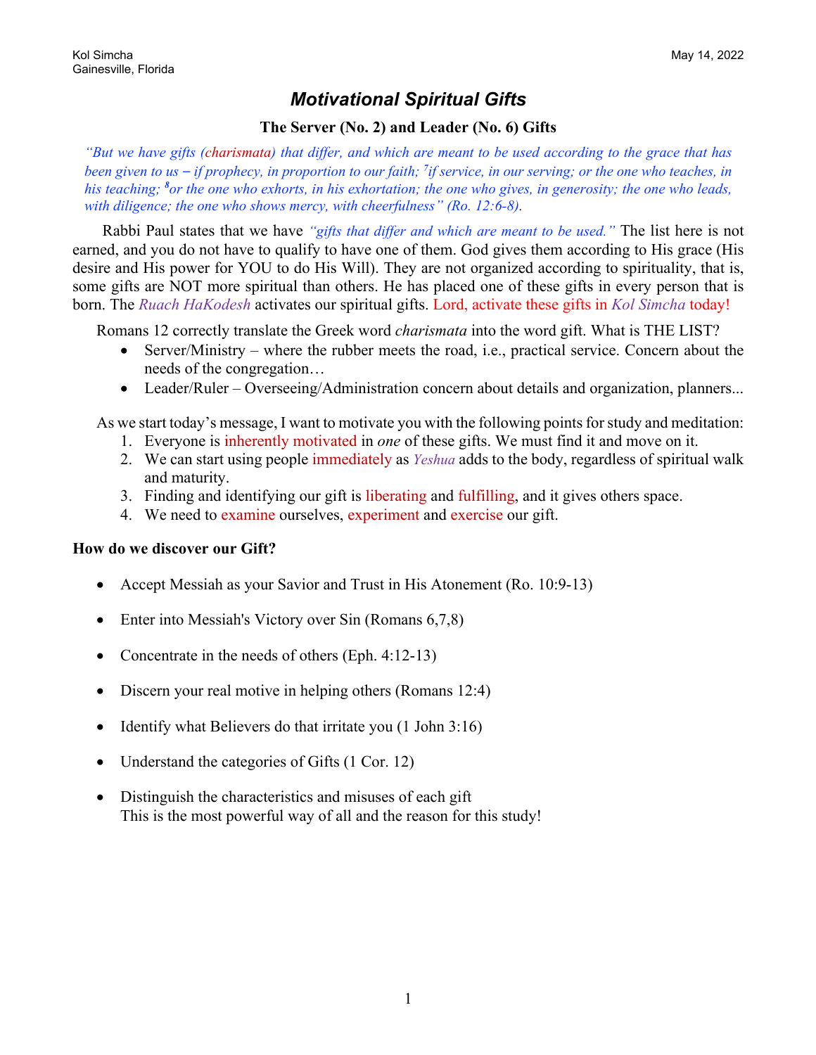Kol Simcha
Gainesville, Florida

May 14, 2022

# *Motivational Spiritual Gifts*

### The Server (No. 2) and Leader (No. 6) Gifts

*"But we have gifts (charismata) that differ, and which are meant to be used according to the grace that has been given to us – if prophecy, in proportion to our faith; [7]if service, in our serving; or the one who teaches, in his teaching; [8]or the one who exhorts, in his exhortation; the one who gives, in generosity; the one who leads, with diligence; the one who shows mercy, with cheerfulness" (Ro. 12:6-8).*

Rabbi Paul states that we have *"gifts that differ and which are meant to be used."* The list here is not earned, and you do not have to qualify to have one of them. God gives them according to His grace (His desire and His power for YOU to do His Will). They are not organized according to spirituality, that is, some gifts are NOT more spiritual than others. He has placed one of these gifts in every person that is born. The *Ruach HaKodesh* activates our spiritual gifts. Lord, activate these gifts in *Kol Simcha* today!

Romans 12 correctly translate the Greek word *charismata* into the word gift. What is THE LIST?

- Server/Ministry – where the rubber meets the road, i.e., practical service. Concern about the needs of the congregation…
- Leader/Ruler – Overseeing/Administration concern about details and organization, planners...

As we start today's message, I want to motivate you with the following points for study and meditation:

1. Everyone is inherently motivated in *one* of these gifts. We must find it and move on it.
2. We can start using people immediately as *Yeshua* adds to the body, regardless of spiritual walk and maturity.
3. Finding and identifying our gift is liberating and fulfilling, and it gives others space.
4. We need to examine ourselves, experiment and exercise our gift.

**How do we discover our Gift?**

- Accept Messiah as your Savior and Trust in His Atonement (Ro. 10:9-13)
- Enter into Messiah's Victory over Sin (Romans 6,7,8)
- Concentrate in the needs of others (Eph. 4:12-13)
- Discern your real motive in helping others (Romans 12:4)
- Identify what Believers do that irritate you (1 John 3:16)
- Understand the categories of Gifts (1 Cor. 12)
- Distinguish the characteristics and misuses of each gift
  This is the most powerful way of all and the reason for this study!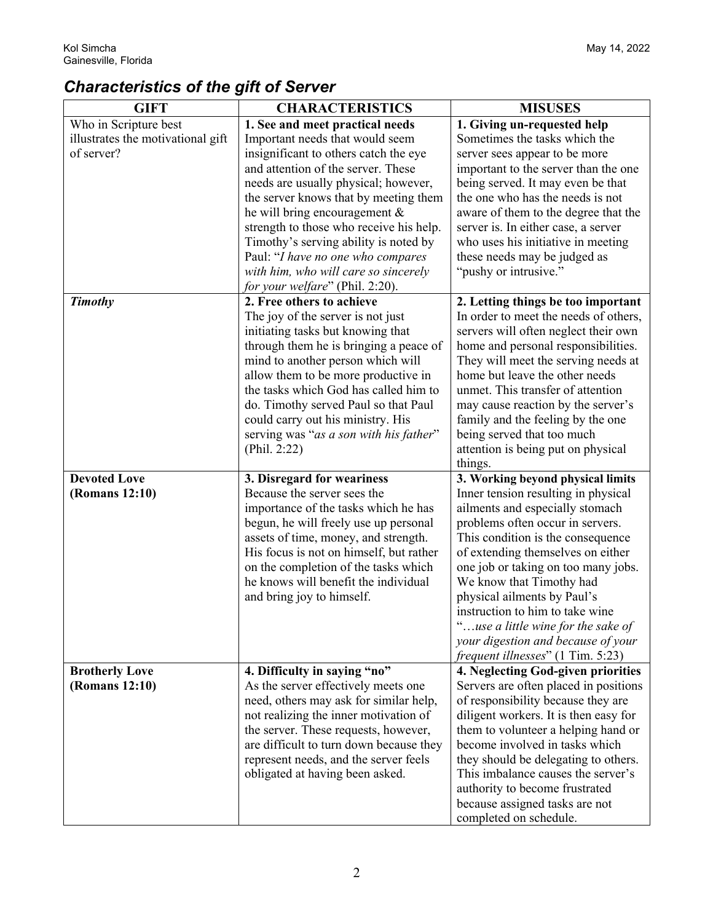## *Characteristics of the gift of Server*

| GIFT | CHARACTERISTICS | MISUSES |
|---|---|---|
| Who in Scripture best illustrates the motivational gift of server? | **1. See and meet practical needs** Important needs that would seem insignificant to others catch the eye and attention of the server. These needs are usually physical; however, the server knows that by meeting them he will bring encouragement & strength to those who receive his help. Timothy's serving ability is noted by Paul: "*I have no one who compares with him, who will care so sincerely for your welfare*" (Phil. 2:20). | **1. Giving un-requested help** Sometimes the tasks which the server sees appear to be more important to the server than the one being served. It may even be that the one who has the needs is not aware of them to the degree that the server is. In either case, a server who uses his initiative in meeting these needs may be judged as "pushy or intrusive." |
| ***Timothy*** | **2. Free others to achieve** The joy of the server is not just initiating tasks but knowing that through them he is bringing a peace of mind to another person which will allow them to be more productive in the tasks which God has called him to do. Timothy served Paul so that Paul could carry out his ministry. His serving was "*as a son with his father*" (Phil. 2:22) | **2. Letting things be too important** In order to meet the needs of others, servers will often neglect their own home and personal responsibilities. They will meet the serving needs at home but leave the other needs unmet. This transfer of attention may cause reaction by the server's family and the feeling by the one being served that too much attention is being put on physical things. |
| **Devoted Love (Romans 12:10)** | **3. Disregard for weariness** Because the server sees the importance of the tasks which he has begun, he will freely use up personal assets of time, money, and strength. His focus is not on himself, but rather on the completion of the tasks which he knows will benefit the individual and bring joy to himself. | **3. Working beyond physical limits** Inner tension resulting in physical ailments and especially stomach problems often occur in servers. This condition is the consequence of extending themselves on either one job or taking on too many jobs. We know that Timothy had physical ailments by Paul's instruction to him to take wine "*…use a little wine for the sake of your digestion and because of your frequent illnesses*" (1 Tim. 5:23) |
| **Brotherly Love (Romans 12:10)** | **4. Difficulty in saying "no"** As the server effectively meets one need, others may ask for similar help, not realizing the inner motivation of the server. These requests, however, are difficult to turn down because they represent needs, and the server feels obligated at having been asked. | **4. Neglecting God-given priorities** Servers are often placed in positions of responsibility because they are diligent workers. It is then easy for them to volunteer a helping hand or become involved in tasks which they should be delegating to others. This imbalance causes the server's authority to become frustrated because assigned tasks are not completed on schedule. |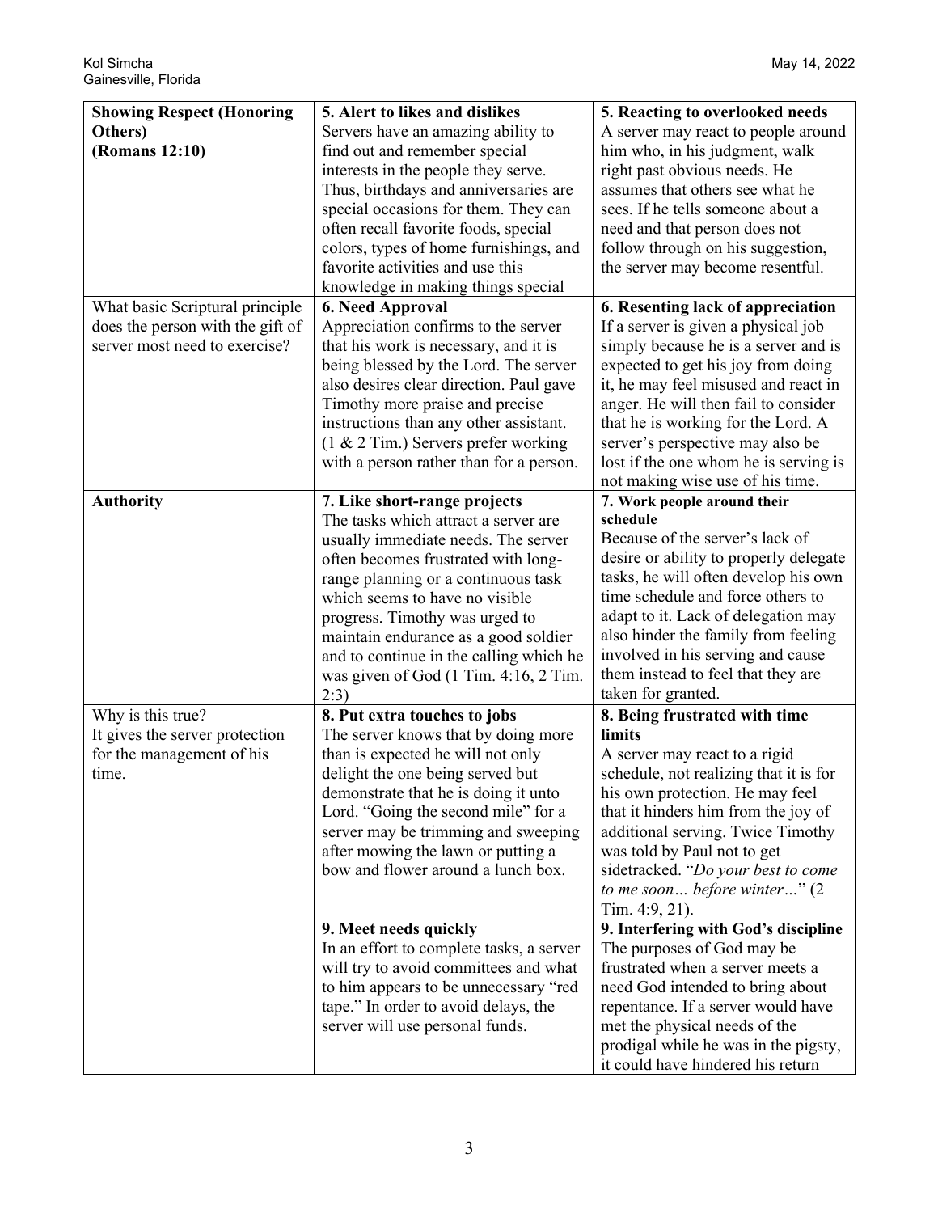| **Showing Respect (Honoring Others) (Romans 12:10)** | **5. Alert to likes and dislikes** Servers have an amazing ability to find out and remember special interests in the people they serve. Thus, birthdays and anniversaries are special occasions for them. They can often recall favorite foods, special colors, types of home furnishings, and favorite activities and use this knowledge in making things special | **5. Reacting to overlooked needs** A server may react to people around him who, in his judgment, walk right past obvious needs. He assumes that others see what he sees. If he tells someone about a need and that person does not follow through on his suggestion, the server may become resentful. |
|---|---|---|
| What basic Scriptural principle does the person with the gift of server most need to exercise? | **6. Need Approval** Appreciation confirms to the server that his work is necessary, and it is being blessed by the Lord. The server also desires clear direction. Paul gave Timothy more praise and precise instructions than any other assistant. (1 & 2 Tim.) Servers prefer working with a person rather than for a person. | **6. Resenting lack of appreciation** If a server is given a physical job simply because he is a server and is expected to get his joy from doing it, he may feel misused and react in anger. He will then fail to consider that he is working for the Lord. A server's perspective may also be lost if the one whom he is serving is not making wise use of his time. |
| **Authority** | **7. Like short-range projects** The tasks which attract a server are usually immediate needs. The server often becomes frustrated with long-range planning or a continuous task which seems to have no visible progress. Timothy was urged to maintain endurance as a good soldier and to continue in the calling which he was given of God (1 Tim. 4:16, 2 Tim. 2:3) | **7. Work people around their schedule** Because of the server's lack of desire or ability to properly delegate tasks, he will often develop his own time schedule and force others to adapt to it. Lack of delegation may also hinder the family from feeling involved in his serving and cause them instead to feel that they are taken for granted. |
| Why is this true? It gives the server protection for the management of his time. | **8. Put extra touches to jobs** The server knows that by doing more than is expected he will not only delight the one being served but demonstrate that he is doing it unto Lord. "Going the second mile" for a server may be trimming and sweeping after mowing the lawn or putting a bow and flower around a lunch box. | **8. Being frustrated with time limits** A server may react to a rigid schedule, not realizing that it is for his own protection. He may feel that it hinders him from the joy of additional serving. Twice Timothy was told by Paul not to get sidetracked. "*Do your best to come to me soon… before winter…*" (2 Tim. 4:9, 21). |
| | **9. Meet needs quickly** In an effort to complete tasks, a server will try to avoid committees and what to him appears to be unnecessary "red tape." In order to avoid delays, the server will use personal funds. | **9. Interfering with God's discipline** The purposes of God may be frustrated when a server meets a need God intended to bring about repentance. If a server would have met the physical needs of the prodigal while he was in the pigsty, it could have hindered his return |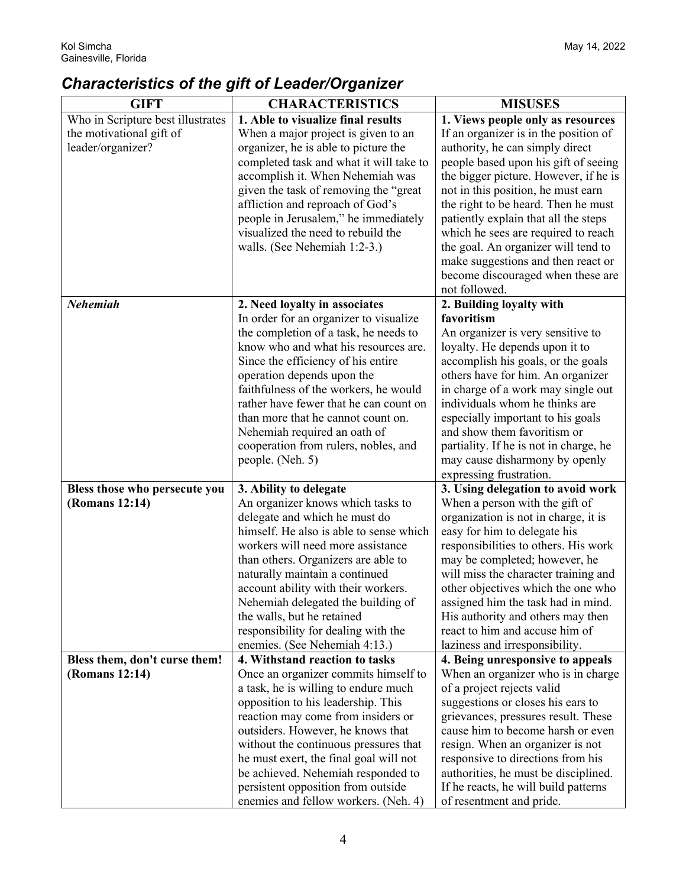## *Characteristics of the gift of Leader/Organizer*

| GIFT | CHARACTERISTICS | MISUSES |
|---|---|---|
| Who in Scripture best illustrates the motivational gift of leader/organizer? | **1. Able to visualize final results** When a major project is given to an organizer, he is able to picture the completed task and what it will take to accomplish it. When Nehemiah was given the task of removing the "great affliction and reproach of God's people in Jerusalem," he immediately visualized the need to rebuild the walls. (See Nehemiah 1:2-3.) | **1. Views people only as resources** If an organizer is in the position of authority, he can simply direct people based upon his gift of seeing the bigger picture. However, if he is not in this position, he must earn the right to be heard. Then he must patiently explain that all the steps which he sees are required to reach the goal. An organizer will tend to make suggestions and then react or become discouraged when these are not followed. |
| ***Nehemiah*** | **2. Need loyalty in associates** In order for an organizer to visualize the completion of a task, he needs to know who and what his resources are. Since the efficiency of his entire operation depends upon the faithfulness of the workers, he would rather have fewer that he can count on than more that he cannot count on. Nehemiah required an oath of cooperation from rulers, nobles, and people. (Neh. 5) | **2. Building loyalty with favoritism** An organizer is very sensitive to loyalty. He depends upon it to accomplish his goals, or the goals others have for him. An organizer in charge of a work may single out individuals whom he thinks are especially important to his goals and show them favoritism or partiality. If he is not in charge, he may cause disharmony by openly expressing frustration. |
| **Bless those who persecute you (Romans 12:14)** | **3. Ability to delegate** An organizer knows which tasks to delegate and which he must do himself. He also is able to sense which workers will need more assistance than others. Organizers are able to naturally maintain a continued account ability with their workers. Nehemiah delegated the building of the walls, but he retained responsibility for dealing with the enemies. (See Nehemiah 4:13.) | **3. Using delegation to avoid work** When a person with the gift of organization is not in charge, it is easy for him to delegate his responsibilities to others. His work may be completed; however, he will miss the character training and other objectives which the one who assigned him the task had in mind. His authority and others may then react to him and accuse him of laziness and irresponsibility. |
| **Bless them, don't curse them! (Romans 12:14)** | **4. Withstand reaction to tasks** Once an organizer commits himself to a task, he is willing to endure much opposition to his leadership. This reaction may come from insiders or outsiders. However, he knows that without the continuous pressures that he must exert, the final goal will not be achieved. Nehemiah responded to persistent opposition from outside enemies and fellow workers. (Neh. 4) | **4. Being unresponsive to appeals** When an organizer who is in charge of a project rejects valid suggestions or closes his ears to grievances, pressures result. These cause him to become harsh or even resign. When an organizer is not responsive to directions from his authorities, he must be disciplined. If he reacts, he will build patterns of resentment and pride. |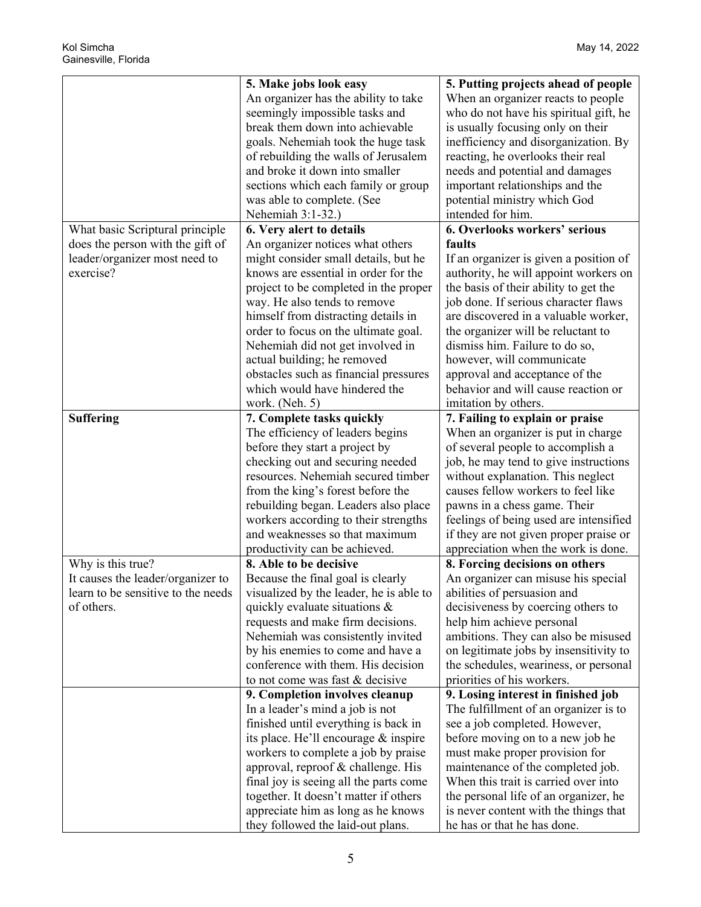| | | |
|---|---|---|
| | **5. Make jobs look easy**<br>An organizer has the ability to take seemingly impossible tasks and break them down into achievable goals. Nehemiah took the huge task of rebuilding the walls of Jerusalem and broke it down into smaller sections which each family or group was able to complete. (See Nehemiah 3:1-32.) | **5. Putting projects ahead of people**<br>When an organizer reacts to people who do not have his spiritual gift, he is usually focusing only on their inefficiency and disorganization. By reacting, he overlooks their real needs and potential and damages important relationships and the potential ministry which God intended for him. |
| What basic Scriptural principle does the person with the gift of leader/organizer most need to exercise? | **6. Very alert to details**<br>An organizer notices what others might consider small details, but he knows are essential in order for the project to be completed in the proper way. He also tends to remove himself from distracting details in order to focus on the ultimate goal. Nehemiah did not get involved in actual building; he removed obstacles such as financial pressures which would have hindered the work. (Neh. 5) | **6. Overlooks workers' serious faults**<br>If an organizer is given a position of authority, he will appoint workers on the basis of their ability to get the job done. If serious character flaws are discovered in a valuable worker, the organizer will be reluctant to dismiss him. Failure to do so, however, will communicate approval and acceptance of the behavior and will cause reaction or imitation by others. |
| **Suffering** | **7. Complete tasks quickly**<br>The efficiency of leaders begins before they start a project by checking out and securing needed resources. Nehemiah secured timber from the king's forest before the rebuilding began. Leaders also place workers according to their strengths and weaknesses so that maximum productivity can be achieved. | **7. Failing to explain or praise**<br>When an organizer is put in charge of several people to accomplish a job, he may tend to give instructions without explanation. This neglect causes fellow workers to feel like pawns in a chess game. Their feelings of being used are intensified if they are not given proper praise or appreciation when the work is done. |
| Why is this true?<br>It causes the leader/organizer to learn to be sensitive to the needs of others. | **8. Able to be decisive**<br>Because the final goal is clearly visualized by the leader, he is able to quickly evaluate situations & requests and make firm decisions. Nehemiah was consistently invited by his enemies to come and have a conference with them. His decision to not come was fast & decisive | **8. Forcing decisions on others**<br>An organizer can misuse his special abilities of persuasion and decisiveness by coercing others to help him achieve personal ambitions. They can also be misused on legitimate jobs by insensitivity to the schedules, weariness, or personal priorities of his workers. |
| | **9. Completion involves cleanup**<br>In a leader's mind a job is not finished until everything is back in its place. He'll encourage & inspire workers to complete a job by praise approval, reproof & challenge. His final joy is seeing all the parts come together. It doesn't matter if others appreciate him as long as he knows they followed the laid-out plans. | **9. Losing interest in finished job**<br>The fulfillment of an organizer is to see a job completed. However, before moving on to a new job he must make proper provision for maintenance of the completed job. When this trait is carried over into the personal life of an organizer, he is never content with the things that he has or that he has done. |